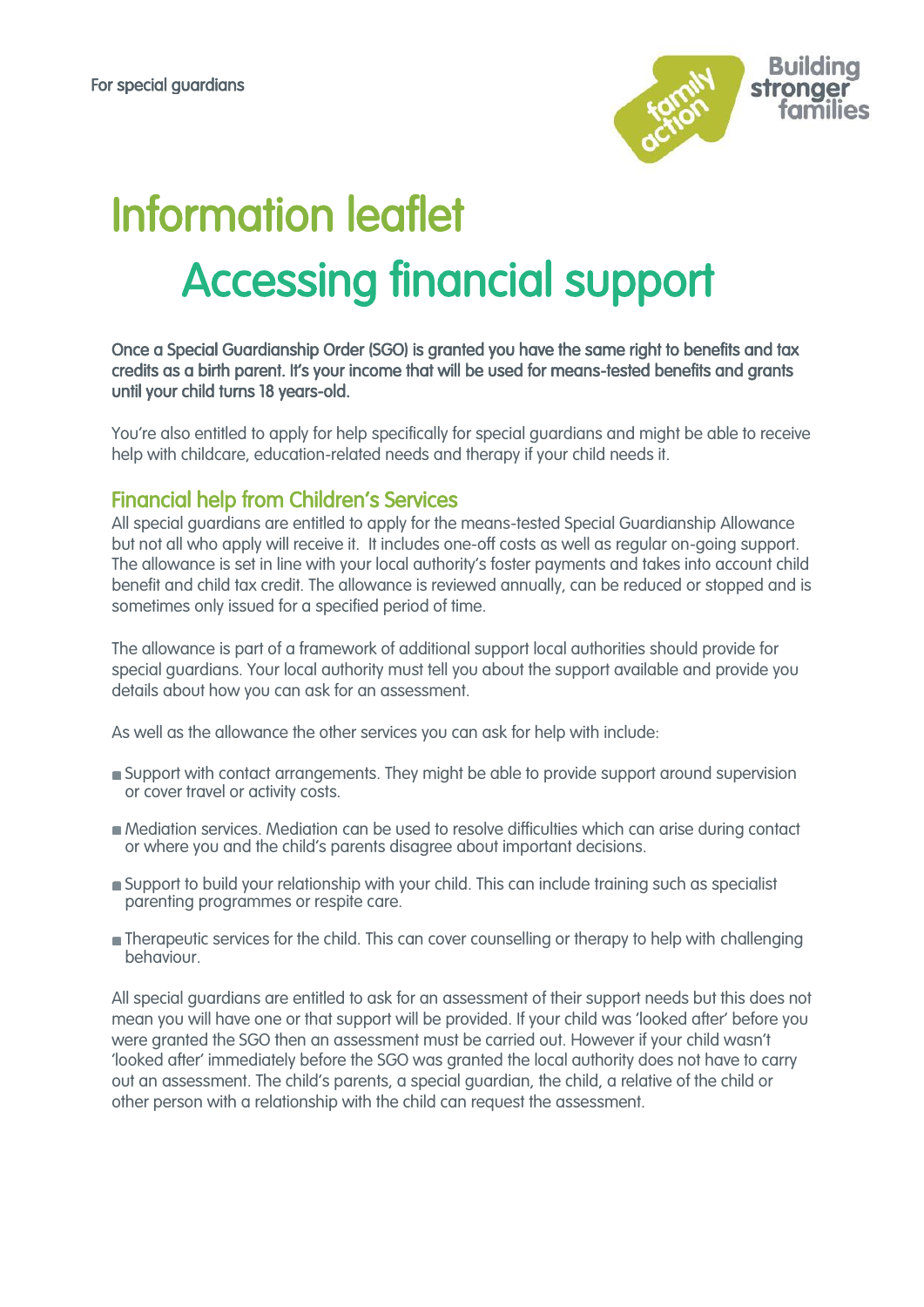For special guardians

# Information leaflet

# Accessing financial support

**Once a Special Guardianship Order (SGO) is granted you have the same right to benefits and tax credits as a birth parent. It's your income that will be used for means-tested benefits and grants until your child turns 18 years-old.**

You're also entitled to apply for help specifically for special guardians and might be able to receive help with childcare, education-related needs and therapy if your child needs it.

## Financial help from Children's Services

All special guardians are entitled to apply for the means-tested Special Guardianship Allowance but not all who apply will receive it. It includes one-off costs as well as regular on-going support. The allowance is set in line with your local authority's foster payments and takes into account child benefit and child tax credit. The allowance is reviewed annually, can be reduced or stopped and is sometimes only issued for a specified period of time.

The allowance is part of a framework of additional support local authorities should provide for special guardians. Your local authority must tell you about the support available and provide you details about how you can ask for an assessment.

As well as the allowance the other services you can ask for help with include:

- Support with contact arrangements. They might be able to provide support around supervision or cover travel or activity costs.
- Mediation services. Mediation can be used to resolve difficulties which can arise during contact or where you and the child's parents disagree about important decisions.
- Support to build your relationship with your child. This can include training such as specialist parenting programmes or respite care.
- Therapeutic services for the child. This can cover counselling or therapy to help with challenging behaviour.

All special guardians are entitled to ask for an assessment of their support needs but this does not mean you will have one or that support will be provided. If your child was 'looked after' before you were granted the SGO then an assessment must be carried out. However if your child wasn't 'looked after' immediately before the SGO was granted the local authority does not have to carry out an assessment. The child's parents, a special guardian, the child, a relative of the child or other person with a relationship with the child can request the assessment.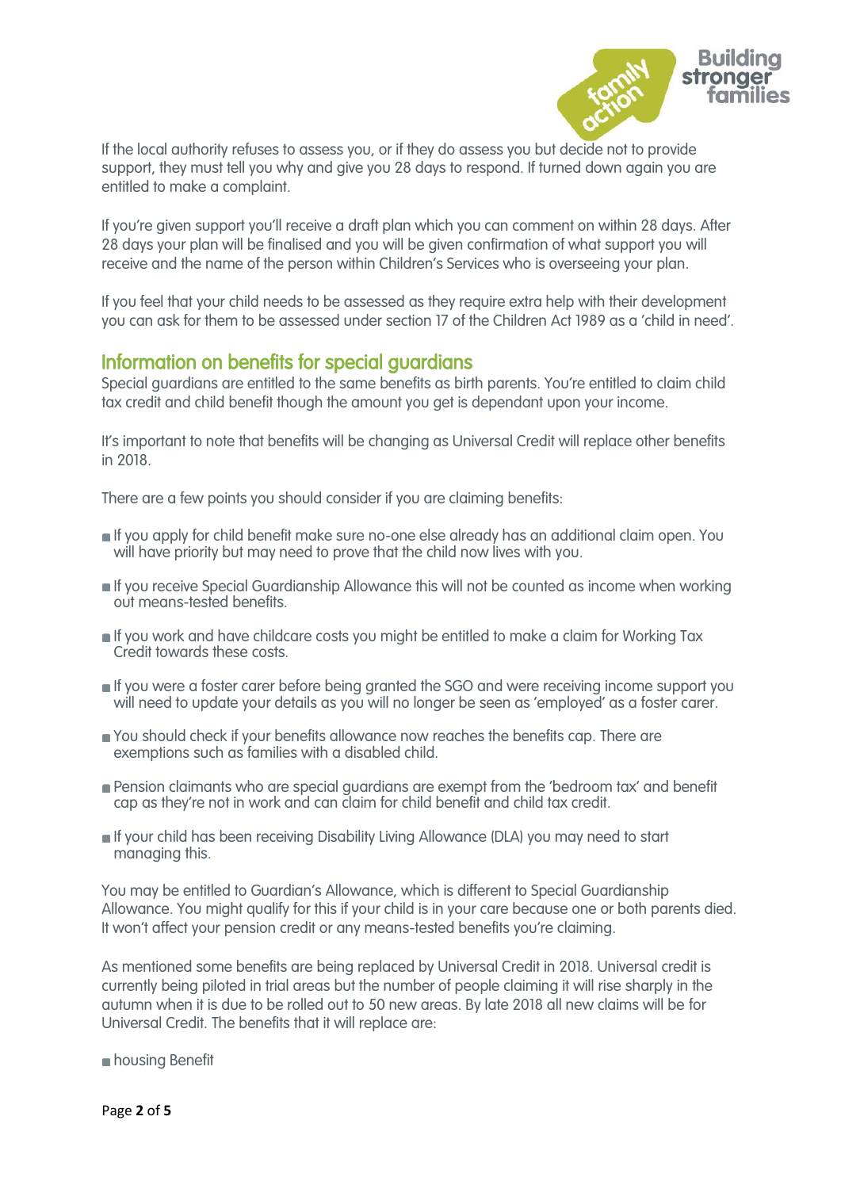If the local authority refuses to assess you, or if they do assess you but decide not to provide support, they must tell you why and give you 28 days to respond. If turned down again you are entitled to make a complaint.

If you're given support you'll receive a draft plan which you can comment on within 28 days. After 28 days your plan will be finalised and you will be given confirmation of what support you will receive and the name of the person within Children's Services who is overseeing your plan.

If you feel that your child needs to be assessed as they require extra help with their development you can ask for them to be assessed under section 17 of the Children Act 1989 as a 'child in need'.

## Information on benefits for special guardians

Special guardians are entitled to the same benefits as birth parents. You're entitled to claim child tax credit and child benefit though the amount you get is dependant upon your income.

It's important to note that benefits will be changing as Universal Credit will replace other benefits in 2018.

There are a few points you should consider if you are claiming benefits:

- If you apply for child benefit make sure no-one else already has an additional claim open. You will have priority but may need to prove that the child now lives with you.
- If you receive Special Guardianship Allowance this will not be counted as income when working out means-tested benefits.
- If you work and have childcare costs you might be entitled to make a claim for Working Tax Credit towards these costs.
- If you were a foster carer before being granted the SGO and were receiving income support you will need to update your details as you will no longer be seen as 'employed' as a foster carer.
- You should check if your benefits allowance now reaches the benefits cap. There are exemptions such as families with a disabled child.
- Pension claimants who are special guardians are exempt from the 'bedroom tax' and benefit cap as they're not in work and can claim for child benefit and child tax credit.
- If your child has been receiving Disability Living Allowance (DLA) you may need to start managing this.

You may be entitled to Guardian's Allowance, which is different to Special Guardianship Allowance. You might qualify for this if your child is in your care because one or both parents died. It won't affect your pension credit or any means-tested benefits you're claiming.

As mentioned some benefits are being replaced by Universal Credit in 2018. Universal credit is currently being piloted in trial areas but the number of people claiming it will rise sharply in the autumn when it is due to be rolled out to 50 new areas. By late 2018 all new claims will be for Universal Credit. The benefits that it will replace are:

- housing Benefit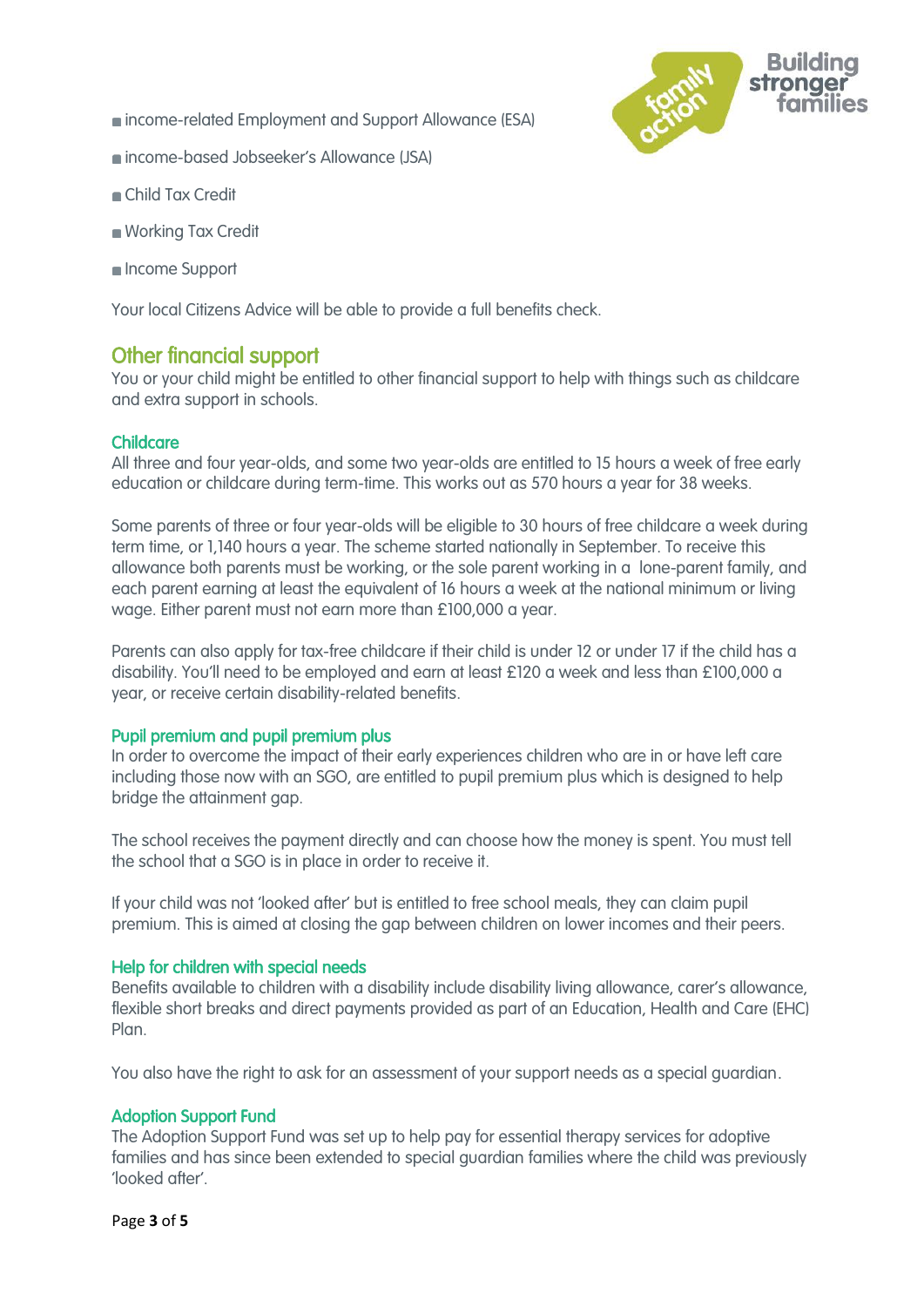- income-related Employment and Support Allowance (ESA)
- income-based Jobseeker's Allowance (JSA)
- Child Tax Credit
- Working Tax Credit
- Income Support

Your local Citizens Advice will be able to provide a full benefits check.

## Other financial support

You or your child might be entitled to other financial support to help with things such as childcare and extra support in schools.

### Childcare

All three and four year-olds, and some two year-olds are entitled to 15 hours a week of free early education or childcare during term-time. This works out as 570 hours a year for 38 weeks.

Some parents of three or four year-olds will be eligible to 30 hours of free childcare a week during term time, or 1,140 hours a year. The scheme started nationally in September. To receive this allowance both parents must be working, or the sole parent working in a lone-parent family, and each parent earning at least the equivalent of 16 hours a week at the national minimum or living wage. Either parent must not earn more than £100,000 a year.

Parents can also apply for tax-free childcare if their child is under 12 or under 17 if the child has a disability. You'll need to be employed and earn at least £120 a week and less than £100,000 a year, or receive certain disability-related benefits.

### Pupil premium and pupil premium plus

In order to overcome the impact of their early experiences children who are in or have left care including those now with an SGO, are entitled to pupil premium plus which is designed to help bridge the attainment gap.

The school receives the payment directly and can choose how the money is spent. You must tell the school that a SGO is in place in order to receive it.

If your child was not 'looked after' but is entitled to free school meals, they can claim pupil premium. This is aimed at closing the gap between children on lower incomes and their peers.

### Help for children with special needs

Benefits available to children with a disability include disability living allowance, carer's allowance, flexible short breaks and direct payments provided as part of an Education, Health and Care (EHC) Plan.

You also have the right to ask for an assessment of your support needs as a special guardian.

### Adoption Support Fund

The Adoption Support Fund was set up to help pay for essential therapy services for adoptive families and has since been extended to special guardian families where the child was previously 'looked after'.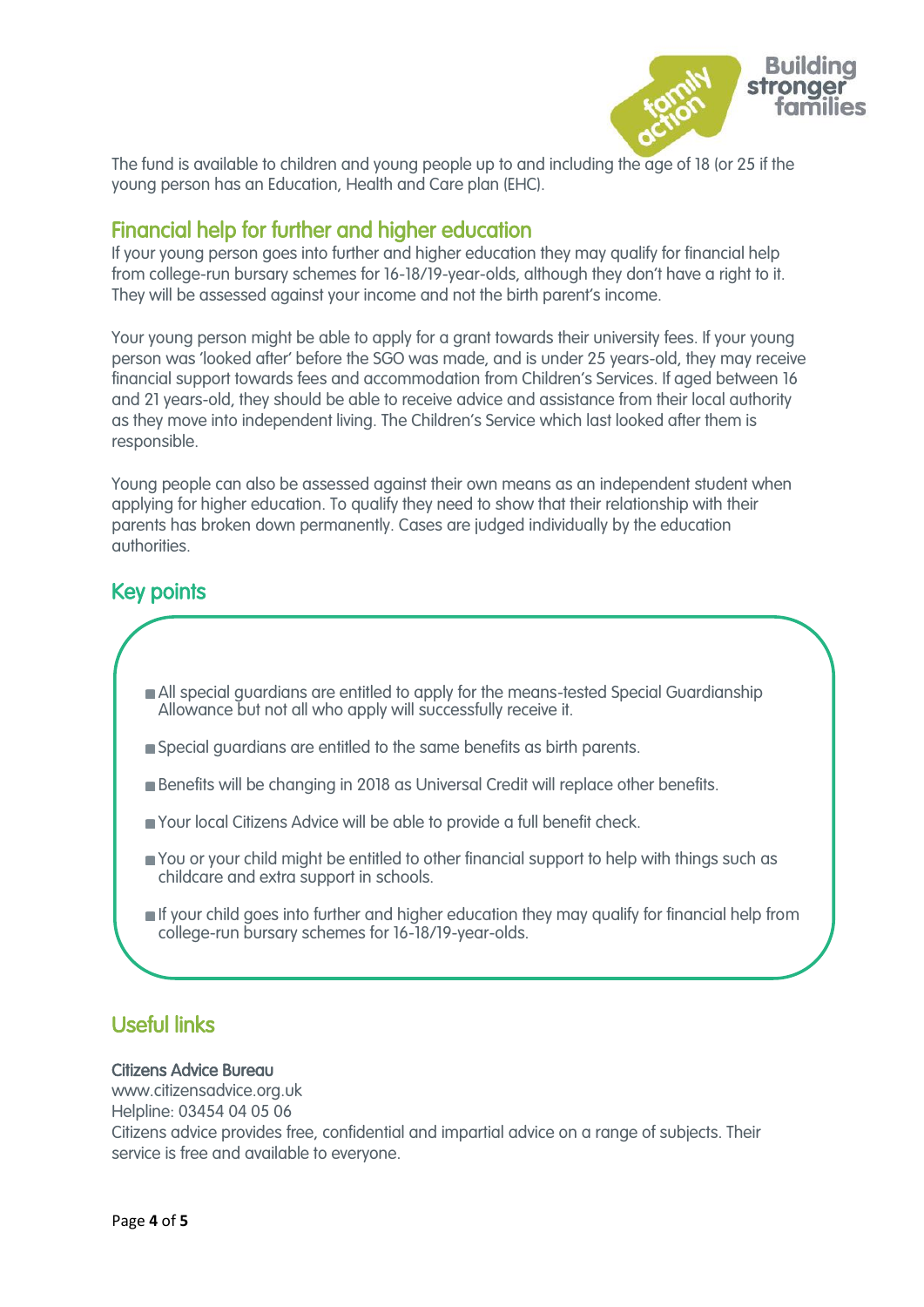The fund is available to children and young people up to and including the age of 18 (or 25 if the young person has an Education, Health and Care plan (EHC).

## Financial help for further and higher education

If your young person goes into further and higher education they may qualify for financial help from college-run bursary schemes for 16-18/19-year-olds, although they don't have a right to it. They will be assessed against your income and not the birth parent's income.

Your young person might be able to apply for a grant towards their university fees. If your young person was 'looked after' before the SGO was made, and is under 25 years-old, they may receive financial support towards fees and accommodation from Children's Services. If aged between 16 and 21 years-old, they should be able to receive advice and assistance from their local authority as they move into independent living. The Children's Service which last looked after them is responsible.

Young people can also be assessed against their own means as an independent student when applying for higher education. To qualify they need to show that their relationship with their parents has broken down permanently. Cases are judged individually by the education authorities.

## Key points

- All special guardians are entitled to apply for the means-tested Special Guardianship Allowance but not all who apply will successfully receive it.
- Special guardians are entitled to the same benefits as birth parents.
- Benefits will be changing in 2018 as Universal Credit will replace other benefits.
- Your local Citizens Advice will be able to provide a full benefit check.
- You or your child might be entitled to other financial support to help with things such as childcare and extra support in schools.
- If your child goes into further and higher education they may qualify for financial help from college-run bursary schemes for 16-18/19-year-olds.

## Useful links

### Citizens Advice Bureau

www.citizensadvice.org.uk
Helpline: 03454 04 05 06
Citizens advice provides free, confidential and impartial advice on a range of subjects. Their service is free and available to everyone.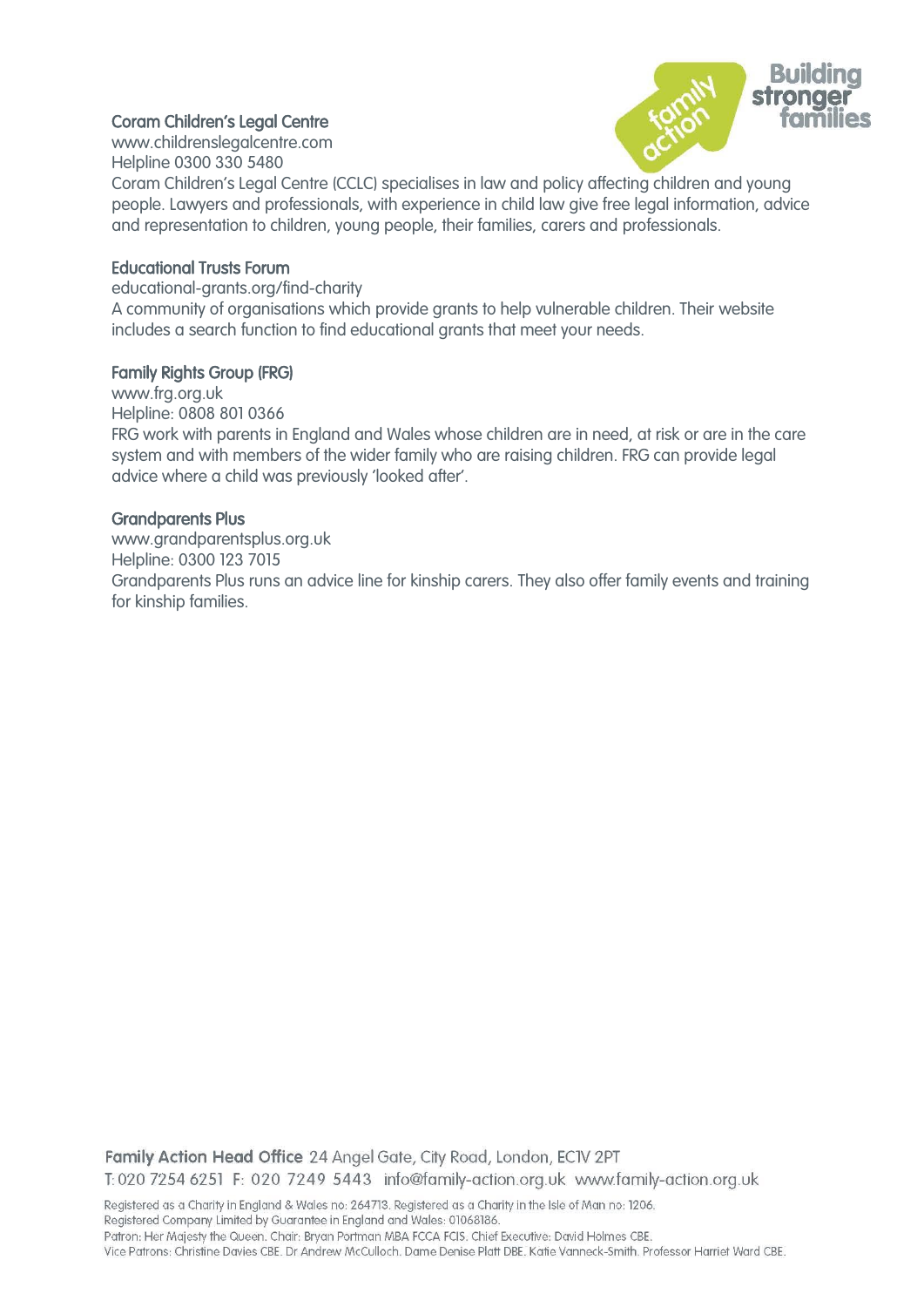### Coram Children's Legal Centre

www.childrenslegalcentre.com
Helpline 0300 330 5480

Coram Children's Legal Centre (CCLC) specialises in law and policy affecting children and young people. Lawyers and professionals, with experience in child law give free legal information, advice and representation to children, young people, their families, carers and professionals.

### Educational Trusts Forum

educational-grants.org/find-charity

A community of organisations which provide grants to help vulnerable children. Their website includes a search function to find educational grants that meet your needs.

### Family Rights Group (FRG)

www.frg.org.uk
Helpline: 0808 801 0366

FRG work with parents in England and Wales whose children are in need, at risk or are in the care system and with members of the wider family who are raising children. FRG can provide legal advice where a child was previously 'looked after'.

### Grandparents Plus

www.grandparentsplus.org.uk
Helpline: 0300 123 7015

Grandparents Plus runs an advice line for kinship carers. They also offer family events and training for kinship families.

**Family Action Head Office** 24 Angel Gate, City Road, London, EC1V 2PT
T: 020 7254 6251 F: 020 7249 5443 info@family-action.org.uk www.family-action.org.uk

Registered as a Charity in England & Wales no: 264713. Registered as a Charity in the Isle of Man no: 1206.
Registered Company Limited by Guarantee in England and Wales: 01068186.
Patron: Her Majesty the Queen. Chair: Bryan Portman MBA FCCA FCIS. Chief Executive: David Holmes CBE.
Vice Patrons: Christine Davies CBE. Dr Andrew McCulloch. Dame Denise Platt DBE. Katie Vanneck-Smith. Professor Harriet Ward CBE.